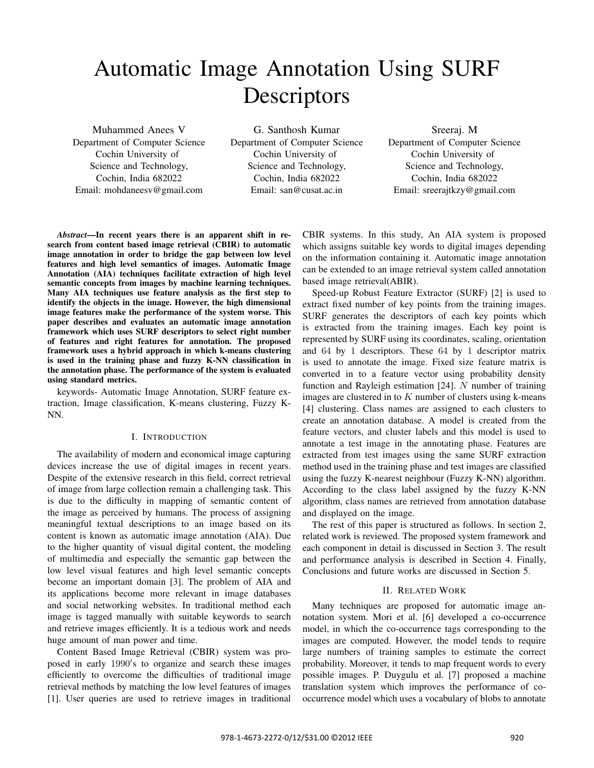# Automatic Image Annotation Using SURF Descriptors

Muhammed Anees V
Department of Computer Science
Cochin University of
Science and Technology,
Cochin, India 682022
Email: mohdaneesv@gmail.com

G. Santhosh Kumar
Department of Computer Science
Cochin University of
Science and Technology,
Cochin, India 682022
Email: san@cusat.ac.in

Sreeraj. M
Department of Computer Science
Cochin University of
Science and Technology,
Cochin, India 682022
Email: sreerajtkzy@gmail.com

***Abstract*—In recent years there is an apparent shift in research from content based image retrieval (CBIR) to automatic image annotation in order to bridge the gap between low level features and high level semantics of images. Automatic Image Annotation (AIA) techniques facilitate extraction of high level semantic concepts from images by machine learning techniques. Many AIA techniques use feature analysis as the first step to identify the objects in the image. However, the high dimensional image features make the performance of the system worse. This paper describes and evaluates an automatic image annotation framework which uses SURF descriptors to select right number of features and right features for annotation. The proposed framework uses a hybrid approach in which k-means clustering is used in the training phase and fuzzy K-NN classification in the annotation phase. The performance of the system is evaluated using standard metrics.**

keywords- Automatic Image Annotation, SURF feature extraction, Image classification, K-means clustering, Fuzzy K-NN.

## I. Introduction

The availability of modern and economical image capturing devices increase the use of digital images in recent years. Despite of the extensive research in this field, correct retrieval of image from large collection remain a challenging task. This is due to the difficulty in mapping of semantic content of the image as perceived by humans. The process of assigning meaningful textual descriptions to an image based on its content is known as automatic image annotation (AIA). Due to the higher quantity of visual digital content, the modeling of multimedia and especially the semantic gap between the low level visual features and high level semantic concepts become an important domain [3]. The problem of AIA and its applications become more relevant in image databases and social networking websites. In traditional method each image is tagged manually with suitable keywords to search and retrieve images efficiently. It is a tedious work and needs huge amount of man power and time.

Content Based Image Retrieval (CBIR) system was proposed in early $1990's$ to organize and search these images efficiently to overcome the difficulties of traditional image retrieval methods by matching the low level features of images [1]. User queries are used to retrieve images in traditional CBIR systems. In this study, An AIA system is proposed which assigns suitable key words to digital images depending on the information containing it. Automatic image annotation can be extended to an image retrieval system called annotation based image retrieval(ABIR).

Speed-up Robust Feature Extractor (SURF) [2] is used to extract fixed number of key points from the training images. SURF generates the descriptors of each key points which is extracted from the training images. Each key point is represented by SURF using its coordinates, scaling, orientation and $64$ by $1$ descriptors. These $64$ by $1$ descriptor matrix is used to annotate the image. Fixed size feature matrix is converted in to a feature vector using probability density function and Rayleigh estimation [24]. $N$ number of training images are clustered in to $K$ number of clusters using k-means [4] clustering. Class names are assigned to each clusters to create an annotation database. A model is created from the feature vectors, and cluster labels and this model is used to annotate a test image in the annotating phase. Features are extracted from test images using the same SURF extraction method used in the training phase and test images are classified using the fuzzy K-nearest neighbour (Fuzzy K-NN) algorithm. According to the class label assigned by the fuzzy K-NN algorithm, class names are retrieved from annotation database and displayed on the image.

The rest of this paper is structured as follows. In section 2, related work is reviewed. The proposed system framework and each component in detail is discussed in Section 3. The result and performance analysis is described in Section 4. Finally, Conclusions and future works are discussed in Section 5.

## II. Related Work

Many techniques are proposed for automatic image annotation system. Mori et al. [6] developed a co-occurrence model, in which the co-occurrence tags corresponding to the images are computed. However, the model tends to require large numbers of training samples to estimate the correct probability. Moreover, it tends to map frequent words to every possible images. P. Duygulu et al. [7] proposed a machine translation system which improves the performance of co-occurrence model which uses a vocabulary of blobs to annotate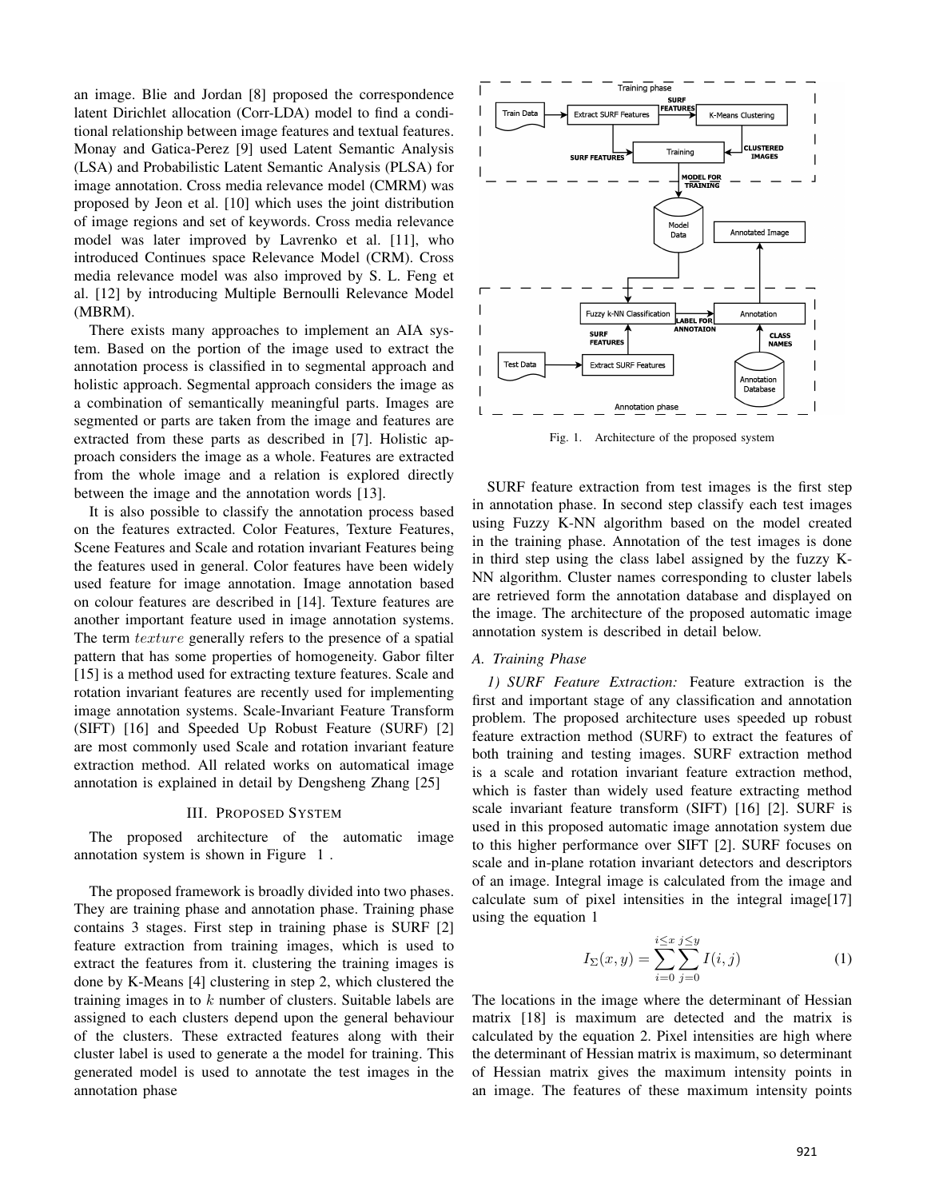an image. Blie and Jordan [8] proposed the correspondence latent Dirichlet allocation (Corr-LDA) model to find a conditional relationship between image features and textual features. Monay and Gatica-Perez [9] used Latent Semantic Analysis (LSA) and Probabilistic Latent Semantic Analysis (PLSA) for image annotation. Cross media relevance model (CMRM) was proposed by Jeon et al. [10] which uses the joint distribution of image regions and set of keywords. Cross media relevance model was later improved by Lavrenko et al. [11], who introduced Continues space Relevance Model (CRM). Cross media relevance model was also improved by S. L. Feng et al. [12] by introducing Multiple Bernoulli Relevance Model (MBRM).

There exists many approaches to implement an AIA system. Based on the portion of the image used to extract the annotation process is classified in to segmental approach and holistic approach. Segmental approach considers the image as a combination of semantically meaningful parts. Images are segmented or parts are taken from the image and features are extracted from these parts as described in [7]. Holistic approach considers the image as a whole. Features are extracted from the whole image and a relation is explored directly between the image and the annotation words [13].

It is also possible to classify the annotation process based on the features extracted. Color Features, Texture Features, Scene Features and Scale and rotation invariant Features being the features used in general. Color features have been widely used feature for image annotation. Image annotation based on colour features are described in [14]. Texture features are another important feature used in image annotation systems. The term $texture$ generally refers to the presence of a spatial pattern that has some properties of homogeneity. Gabor filter [15] is a method used for extracting texture features. Scale and rotation invariant features are recently used for implementing image annotation systems. Scale-Invariant Feature Transform (SIFT) [16] and Speeded Up Robust Feature (SURF) [2] are most commonly used Scale and rotation invariant feature extraction method. All related works on automatical image annotation is explained in detail by Dengsheng Zhang [25]

## III. Proposed System

The proposed architecture of the automatic image annotation system is shown in Figure 1 .

The proposed framework is broadly divided into two phases. They are training phase and annotation phase. Training phase contains 3 stages. First step in training phase is SURF [2] feature extraction from training images, which is used to extract the features from it. clustering the training images is done by K-Means [4] clustering in step 2, which clustered the training images in to $k$ number of clusters. Suitable labels are assigned to each clusters depend upon the general behaviour of the clusters. These extracted features along with their cluster label is used to generate a the model for training. This generated model is used to annotate the test images in the annotation phase

Fig. 1. Architecture of the proposed system

SURF feature extraction from test images is the first step in annotation phase. In second step classify each test images using Fuzzy K-NN algorithm based on the model created in the training phase. Annotation of the test images is done in third step using the class label assigned by the fuzzy K-NN algorithm. Cluster names corresponding to cluster labels are retrieved form the annotation database and displayed on the image. The architecture of the proposed automatic image annotation system is described in detail below.

### A. Training Phase

*1) SURF Feature Extraction:* Feature extraction is the first and important stage of any classification and annotation problem. The proposed architecture uses speeded up robust feature extraction method (SURF) to extract the features of both training and testing images. SURF extraction method is a scale and rotation invariant feature extraction method, which is faster than widely used feature extracting method scale invariant feature transform (SIFT) [16] [2]. SURF is used in this proposed automatic image annotation system due to this higher performance over SIFT [2]. SURF focuses on scale and in-plane rotation invariant detectors and descriptors of an image. Integral image is calculated from the image and calculate sum of pixel intensities in the integral image[17] using the equation 1

$$I_{\Sigma}(x,y) = \sum_{i=0}^{i \leq x} \sum_{j=0}^{j \leq y} I(i,j) \tag{1}$$

The locations in the image where the determinant of Hessian matrix [18] is maximum are detected and the matrix is calculated by the equation 2. Pixel intensities are high where the determinant of Hessian matrix is maximum, so determinant of Hessian matrix gives the maximum intensity points in an image. The features of these maximum intensity points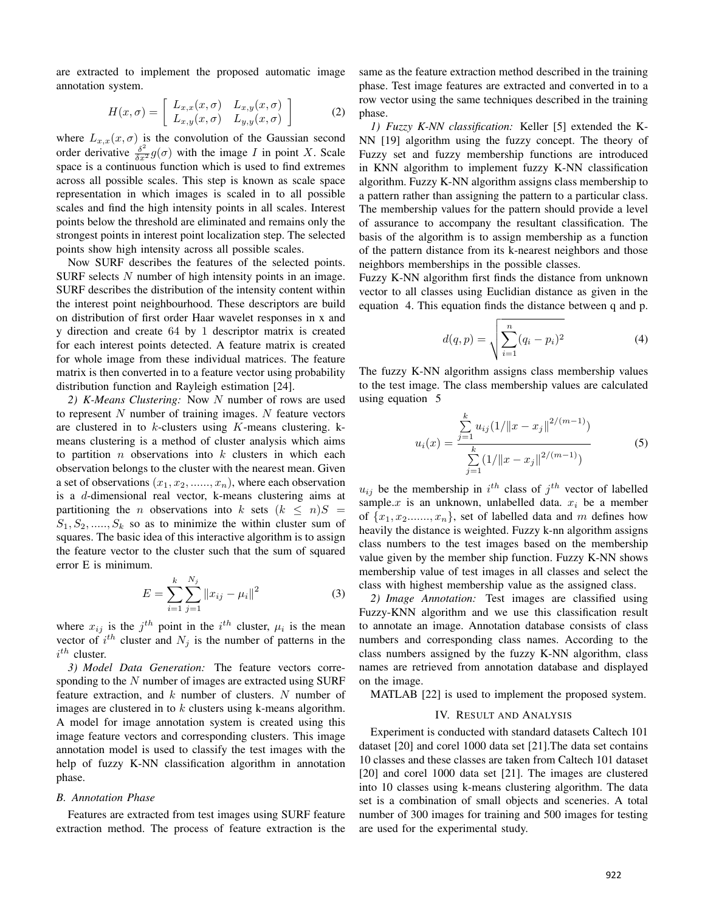are extracted to implement the proposed automatic image annotation system.

$$H(x,\sigma) = \left[ \begin{array}{cc} L_{x,x}(x,\sigma) & L_{x,y}(x,\sigma) \\ L_{x,y}(x,\sigma) & L_{y,y}(x,\sigma) \end{array} \right] \tag{2}$$

where $L_{x,x}(x,\sigma)$ is the convolution of the Gaussian second order derivative $\frac{\delta^2}{\delta x^2} g(\sigma)$ with the image $I$ in point $X$. Scale space is a continuous function which is used to find extremes across all possible scales. This step is known as scale space representation in which images is scaled in to all possible scales and find the high intensity points in all scales. Interest points below the threshold are eliminated and remains only the strongest points in interest point localization step. The selected points show high intensity across all possible scales.

Now SURF describes the features of the selected points. SURF selects $N$ number of high intensity points in an image. SURF describes the distribution of the intensity content within the interest point neighbourhood. These descriptors are build on distribution of first order Haar wavelet responses in x and y direction and create 64 by 1 descriptor matrix is created for each interest points detected. A feature matrix is created for whole image from these individual matrices. The feature matrix is then converted in to a feature vector using probability distribution function and Rayleigh estimation [24].

*2) K-Means Clustering:* Now $N$ number of rows are used to represent $N$ number of training images. $N$ feature vectors are clustered in to $k$-clusters using $K$-means clustering. k-means clustering is a method of cluster analysis which aims to partition $n$ observations into $k$ clusters in which each observation belongs to the cluster with the nearest mean. Given a set of observations $(x_1, x_2, ......, x_n)$, where each observation is a $d$-dimensional real vector, k-means clustering aims at partitioning the $n$ observations into $k$ sets $(k \leq n) S = S_1, S_2, ....., S_k$ so as to minimize the within cluster sum of squares. The basic idea of this interactive algorithm is to assign the feature vector to the cluster such that the sum of squared error E is minimum.

$$E = \sum_{i=1}^{k} \sum_{j=1}^{N_j} \left\| x_{ij} - \mu_i \right\|^2 \tag{3}$$

where $x_{ij}$ is the $j^{th}$ point in the $i^{th}$ cluster, $\mu_i$ is the mean vector of $i^{th}$ cluster and $N_j$ is the number of patterns in the $i^{th}$ cluster.

*3) Model Data Generation:* The feature vectors corresponding to the $N$ number of images are extracted using SURF feature extraction, and $k$ number of clusters. $N$ number of images are clustered in to $k$ clusters using k-means algorithm. A model for image annotation system is created using this image feature vectors and corresponding clusters. This image annotation model is used to classify the test images with the help of fuzzy K-NN classification algorithm in annotation phase.

### *B. Annotation Phase*

Features are extracted from test images using SURF feature extraction method. The process of feature extraction is the same as the feature extraction method described in the training phase. Test image features are extracted and converted in to a row vector using the same techniques described in the training phase.

*1) Fuzzy K-NN classification:* Keller [5] extended the K-NN [19] algorithm using the fuzzy concept. The theory of Fuzzy set and fuzzy membership functions are introduced in KNN algorithm to implement fuzzy K-NN classification algorithm. Fuzzy K-NN algorithm assigns class membership to a pattern rather than assigning the pattern to a particular class. The membership values for the pattern should provide a level of assurance to accompany the resultant classification. The basis of the algorithm is to assign membership as a function of the pattern distance from its k-nearest neighbors and those neighbors memberships in the possible classes.

Fuzzy K-NN algorithm first finds the distance from unknown vector to all classes using Euclidian distance as given in the equation 4. This equation finds the distance between q and p.

$$d(q,p) = \sqrt{\sum_{i=1}^{n} (q_i - p_i)^2} \tag{4}$$

The fuzzy K-NN algorithm assigns class membership values to the test image. The class membership values are calculated using equation 5

$$u_i(x) = \frac{\sum_{j=1}^{k} u_{ij} (1/\|x - x_j\|^{2/(m-1)})}{\sum_{j=1}^{k} (1/\|x - x_j\|^{2/(m-1)})} \tag{5}$$

$u_{ij}$ be the membership in $i^{th}$ class of $j^{th}$ vector of labelled sample.$x$ is an unknown, unlabelled data. $x_i$ be a member of $\{x_1, x_2......., x_n\}$, set of labelled data and $m$ defines how heavily the distance is weighted. Fuzzy k-nn algorithm assigns class numbers to the test images based on the membership value given by the member ship function. Fuzzy K-NN shows membership value of test images in all classes and select the class with highest membership value as the assigned class.

*2) Image Annotation:* Test images are classified using Fuzzy-KNN algorithm and we use this classification result to annotate an image. Annotation database consists of class numbers and corresponding class names. According to the class numbers assigned by the fuzzy K-NN algorithm, class names are retrieved from annotation database and displayed on the image.

MATLAB [22] is used to implement the proposed system.

## IV. Result and Analysis

Experiment is conducted with standard datasets Caltech 101 dataset [20] and corel 1000 data set [21].The data set contains 10 classes and these classes are taken from Caltech 101 dataset [20] and corel 1000 data set [21]. The images are clustered into 10 classes using k-means clustering algorithm. The data set is a combination of small objects and sceneries. A total number of 300 images for training and 500 images for testing are used for the experimental study.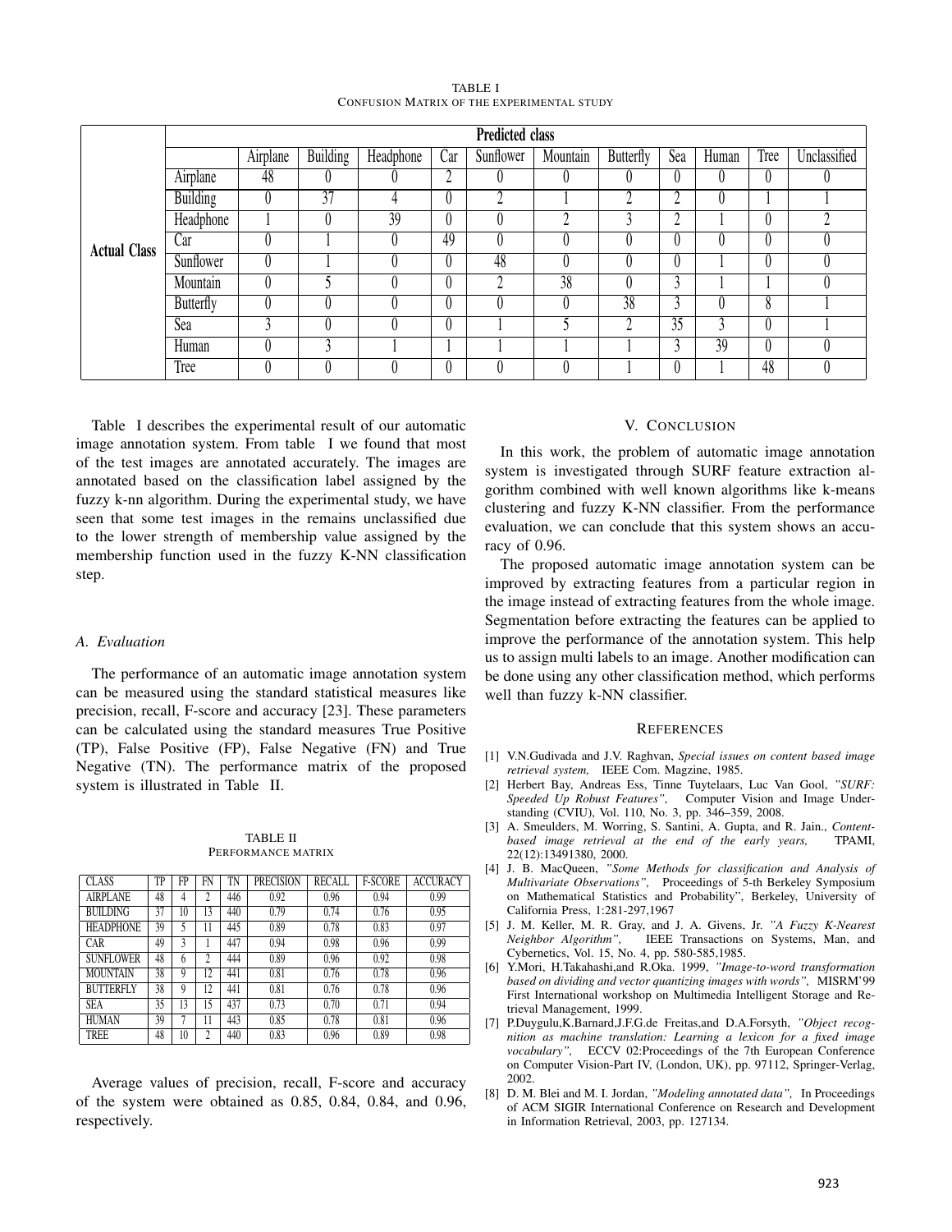TABLE I
CONFUSION MATRIX OF THE EXPERIMENTAL STUDY

| | | Predicted class | | | | | | | | | | |
|---|---|---|---|---|---|---|---|---|---|---|---|---|
| | | Airplane | Building | Headphone | Car | Sunflower | Mountain | Butterfly | Sea | Human | Tree | Unclassified |
| **Actual Class** | Airplane | 48 | 0 | 0 | 2 | 0 | 0 | 0 | 0 | 0 | 0 | 0 |
| | Building | 0 | 37 | 4 | 0 | 2 | 1 | 2 | 2 | 0 | 1 | 1 |
| | Headphone | 1 | 0 | 39 | 0 | 0 | 2 | 3 | 2 | 1 | 0 | 2 |
| | Car | 0 | 1 | 0 | 49 | 0 | 0 | 0 | 0 | 0 | 0 | 0 |
| | Sunflower | 0 | 1 | 0 | 0 | 48 | 0 | 0 | 0 | 1 | 0 | 0 |
| | Mountain | 0 | 5 | 0 | 0 | 2 | 38 | 0 | 3 | 1 | 1 | 0 |
| | Butterfly | 0 | 0 | 0 | 0 | 0 | 0 | 38 | 3 | 0 | 8 | 1 |
| | Sea | 3 | 0 | 0 | 0 | 1 | 5 | 2 | 35 | 3 | 0 | 1 |
| | Human | 0 | 3 | 1 | 1 | 1 | 1 | 1 | 3 | 39 | 0 | 0 |
| | Tree | 0 | 0 | 0 | 0 | 0 | 0 | 1 | 0 | 1 | 48 | 0 |

Table I describes the experimental result of our automatic image annotation system. From table I we found that most of the test images are annotated accurately. The images are annotated based on the classification label assigned by the fuzzy k-nn algorithm. During the experimental study, we have seen that some test images in the remains unclassified due to the lower strength of membership value assigned by the membership function used in the fuzzy K-NN classification step.

### *A. Evaluation*

The performance of an automatic image annotation system can be measured using the standard statistical measures like precision, recall, F-score and accuracy [23]. These parameters can be calculated using the standard measures True Positive (TP), False Positive (FP), False Negative (FN) and True Negative (TN). The performance matrix of the proposed system is illustrated in Table II.

TABLE II
PERFORMANCE MATRIX

| CLASS | TP | FP | FN | TN | PRECISION | RECALL | F-SCORE | ACCURACY |
|---|---|---|---|---|---|---|---|---|
| AIRPLANE | 48 | 4 | 2 | 446 | 0.92 | 0.96 | 0.94 | 0.99 |
| BUILDING | 37 | 10 | 13 | 440 | 0.79 | 0.74 | 0.76 | 0.95 |
| HEADPHONE | 39 | 5 | 11 | 445 | 0.89 | 0.78 | 0.83 | 0.97 |
| CAR | 49 | 3 | 1 | 447 | 0.94 | 0.98 | 0.96 | 0.99 |
| SUNFLOWER | 48 | 6 | 2 | 444 | 0.89 | 0.96 | 0.92 | 0.98 |
| MOUNTAIN | 38 | 9 | 12 | 441 | 0.81 | 0.76 | 0.78 | 0.96 |
| BUTTERFLY | 38 | 9 | 12 | 441 | 0.81 | 0.76 | 0.78 | 0.96 |
| SEA | 35 | 13 | 15 | 437 | 0.73 | 0.70 | 0.71 | 0.94 |
| HUMAN | 39 | 7 | 11 | 443 | 0.85 | 0.78 | 0.81 | 0.96 |
| TREE | 48 | 10 | 2 | 440 | 0.83 | 0.96 | 0.89 | 0.98 |

Average values of precision, recall, F-score and accuracy of the system were obtained as 0.85, 0.84, 0.84, and 0.96, respectively.

## V. CONCLUSION

In this work, the problem of automatic image annotation system is investigated through SURF feature extraction algorithm combined with well known algorithms like k-means clustering and fuzzy K-NN classifier. From the performance evaluation, we can conclude that this system shows an accuracy of 0.96.

The proposed automatic image annotation system can be improved by extracting features from a particular region in the image instead of extracting features from the whole image. Segmentation before extracting the features can be applied to improve the performance of the annotation system. This help us to assign multi labels to an image. Another modification can be done using any other classification method, which performs well than fuzzy k-NN classifier.

## REFERENCES

[1] V.N.Gudivada and J.V. Raghvan, *Special issues on content based image retrieval system,* IEEE Com. Magzine, 1985.

[2] Herbert Bay, Andreas Ess, Tinne Tuytelaars, Luc Van Gool, *"SURF: Speeded Up Robust Features",* Computer Vision and Image Understanding (CVIU), Vol. 110, No. 3, pp. 346–359, 2008.

[3] A. Smeulders, M. Worring, S. Santini, A. Gupta, and R. Jain., *Content-based image retrieval at the end of the early years,* TPAMI, 22(12):13491380, 2000.

[4] J. B. MacQueen, *"Some Methods for classification and Analysis of Multivariate Observations",* Proceedings of 5-th Berkeley Symposium on Mathematical Statistics and Probability", Berkeley, University of California Press, 1:281-297,1967

[5] J. M. Keller, M. R. Gray, and J. A. Givens, Jr. *"A Fuzzy K-Nearest Neighbor Algorithm",* IEEE Transactions on Systems, Man, and Cybernetics, Vol. 15, No. 4, pp. 580-585,1985.

[6] Y.Mori, H.Takahashi,and R.Oka. 1999, *"Image-to-word transformation based on dividing and vector quantizing images with words",* MISRM'99 First International workshop on Multimedia Intelligent Storage and Retrieval Management, 1999.

[7] P.Duygulu,K.Barnard,J.F.G.de Freitas,and D.A.Forsyth, *"Object recognition as machine translation: Learning a lexicon for a fixed image vocabulary",* ECCV 02:Proceedings of the 7th European Conference on Computer Vision-Part IV, (London, UK), pp. 97112, Springer-Verlag, 2002.

[8] D. M. Blei and M. I. Jordan, *"Modeling annotated data",* In Proceedings of ACM SIGIR International Conference on Research and Development in Information Retrieval, 2003, pp. 127134.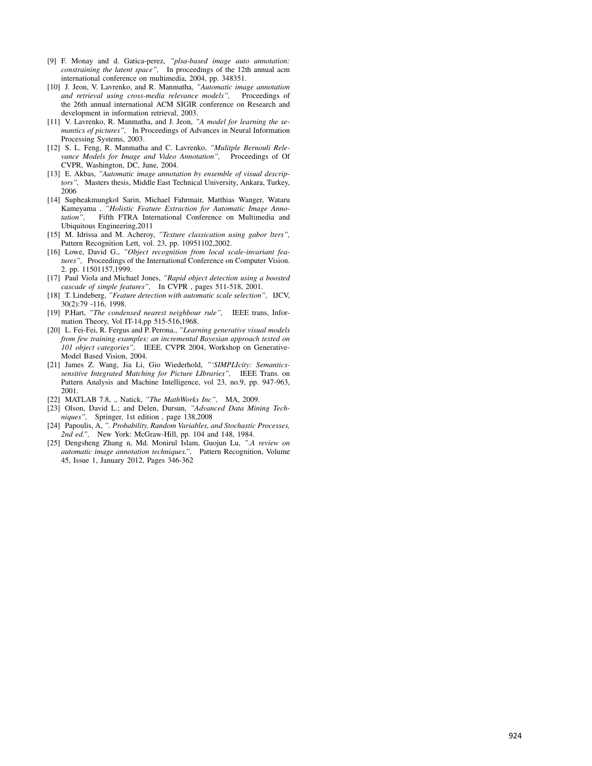[9] F. Monay and d. Gatica-perez, *"plsa-based image auto annotation: constraining the latent space",* In proceedings of the 12th annual acm international conference on multimedia, 2004, pp. 348351.

[10] J. Jeon, V. Lavrenko, and R. Manmatha, *"Automatic image annotation and retrieval using cross-media relevance models",* Proceedings of the 26th annual international ACM SIGIR conference on Research and development in information retrieval, 2003.

[11] V. Lavrenko, R. Manmatha, and J. Jeon, *"A model for learning the semantics of pictures",* In Proceedings of Advances in Neural Information Processing Systems, 2003.

[12] S. L. Feng, R. Manmatha and C. Lavrenko, *"Mulitple Bernouli Relevance Models for Image and Video Annotation",* Proceedings of Of CVPR, Washington, DC, June, 2004.

[13] E. Akbas, *"Automatic image annotation by ensemble of visual descriptors",* Masters thesis, Middle East Technical University, Ankara, Turkey, 2006

[14] Supheakmungkol Sarin, Michael Fahrmair, Matthias Wanger, Wataru Kameyama , *"Holistic Feature Extraction for Automatic Image Annotation",* Fifth FTRA International Conference on Multimedia and Ubiquitous Engineering,2011

[15] M. Idrissa and M. Acheroy, *"Texture classication using gabor lters",* Pattern Recognition Lett, vol. 23, pp. 10951102,2002.

[16] Lowe, David G., *"Object recognition from local scale-invariant features",* Proceedings of the International Conference on Computer Vision. 2. pp. 11501157,1999.

[17] Paul Viola and Michael Jones, *"Rapid object detection using a boosted cascade of simple features",* In CVPR , pages 511-518, 2001.

[18] T. Lindeberg, *"Feature detection with automatic scale selection",* IJCV, 30(2):79 -116, 1998.

[19] P.Hart, *"The condensed nearest neighbour rule",* IEEE trans, Information Theory, Vol IT-14,pp 515-516,1968.

[20] L. Fei-Fei, R. Fergus and P. Perona., *"Learning generative visual models from few training examples: an incremental Bayesian approach tested on 101 object categories",* IEEE. CVPR 2004, Workshop on Generative-Model Based Vision, 2004.

[21] James Z. Wang, Jia Li, Gio Wiederhold, *"'SIMPLIcity: Semantics-sensitive Integrated Matching for Picture LIbraries",* IEEE Trans. on Pattern Analysis and Machine Intelligence, vol 23, no.9, pp. 947-963, 2001.

[22] MATLAB 7.8, ., Natick, *"The MathWorks Inc",* MA, 2009.

[23] Olson, David L.; and Delen, Dursun, *"Advanced Data Mining Techniques",* Springer, 1st edition , page 138,2008

[24] Papoulis, A, *". Probability, Random Variables, and Stochastic Processes, 2nd ed.",* New York: McGraw-Hill, pp. 104 and 148, 1984.

[25] Dengsheng Zhang n, Md. Monirul Islam, Guojun Lu, *".A review on automatic image annotation techniques.",* Pattern Recognition, Volume 45, Issue 1, January 2012, Pages 346-362